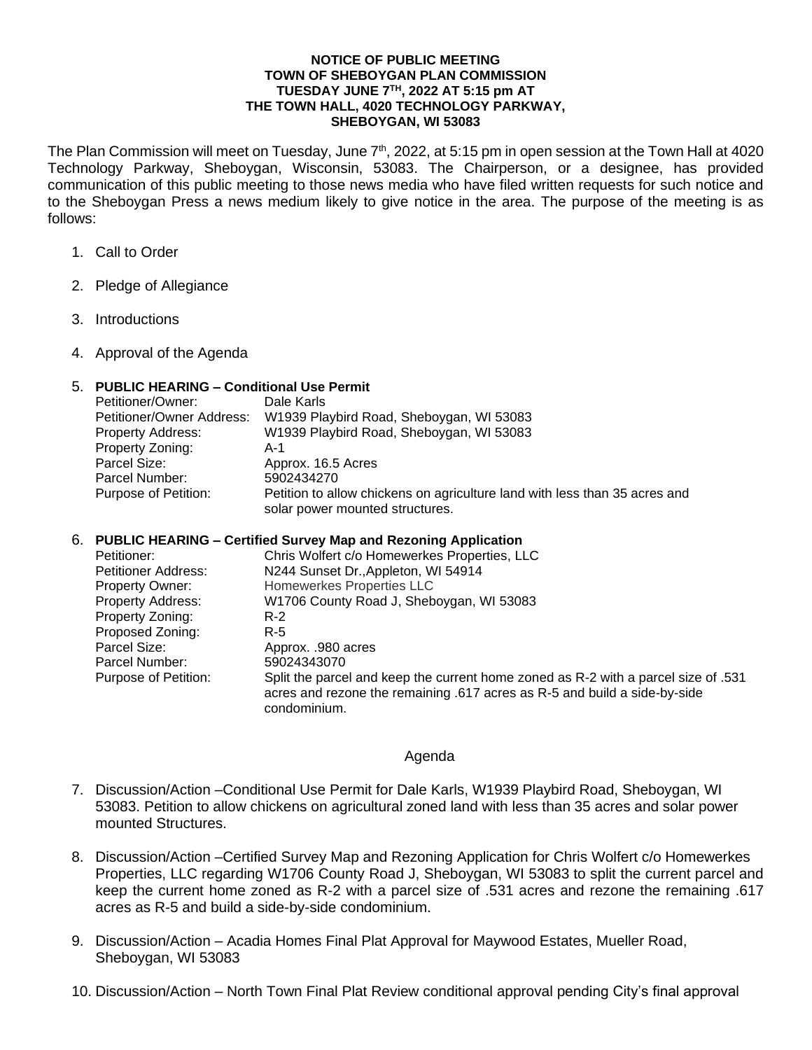**NOTICE OF PUBLIC MEETING**
**TOWN OF SHEBOYGAN PLAN COMMISSION**
**TUESDAY JUNE 7TH, 2022 AT 5:15 pm AT**
**THE TOWN HALL, 4020 TECHNOLOGY PARKWAY,**
**SHEBOYGAN, WI 53083**

The Plan Commission will meet on Tuesday, June 7th, 2022, at 5:15 pm in open session at the Town Hall at 4020 Technology Parkway, Sheboygan, Wisconsin, 53083. The Chairperson, or a designee, has provided communication of this public meeting to those news media who have filed written requests for such notice and to the Sheboygan Press a news medium likely to give notice in the area. The purpose of the meeting is as follows:

1. Call to Order
2. Pledge of Allegiance
3. Introductions
4. Approval of the Agenda
5. **PUBLIC HEARING – Conditional Use Permit**

| | |
|---|---|
| Petitioner/Owner: | Dale Karls |
| Petitioner/Owner Address: | W1939 Playbird Road, Sheboygan, WI 53083 |
| Property Address: | W1939 Playbird Road, Sheboygan, WI 53083 |
| Property Zoning: | A-1 |
| Parcel Size: | Approx. 16.5 Acres |
| Parcel Number: | 5902434270 |
| Purpose of Petition: | Petition to allow chickens on agriculture land with less than 35 acres and solar power mounted structures. |

6. **PUBLIC HEARING – Certified Survey Map and Rezoning Application**

| | |
|---|---|
| Petitioner: | Chris Wolfert c/o Homewerkes Properties, LLC |
| Petitioner Address: | N244 Sunset Dr.,Appleton, WI 54914 |
| Property Owner: | Homewerkes Properties LLC |
| Property Address: | W1706 County Road J, Sheboygan, WI 53083 |
| Property Zoning: | R-2 |
| Proposed Zoning: | R-5 |
| Parcel Size: | Approx. .980 acres |
| Parcel Number: | 59024343070 |
| Purpose of Petition: | Split the parcel and keep the current home zoned as R-2 with a parcel size of .531 acres and rezone the remaining .617 acres as R-5 and build a side-by-side condominium. |

Agenda

7. Discussion/Action –Conditional Use Permit for Dale Karls, W1939 Playbird Road, Sheboygan, WI 53083. Petition to allow chickens on agricultural zoned land with less than 35 acres and solar power mounted Structures.
8. Discussion/Action –Certified Survey Map and Rezoning Application for Chris Wolfert c/o Homewerkes Properties, LLC regarding W1706 County Road J, Sheboygan, WI 53083 to split the current parcel and keep the current home zoned as R-2 with a parcel size of .531 acres and rezone the remaining .617 acres as R-5 and build a side-by-side condominium.
9. Discussion/Action – Acadia Homes Final Plat Approval for Maywood Estates, Mueller Road, Sheboygan, WI 53083
10. Discussion/Action – North Town Final Plat Review conditional approval pending City's final approval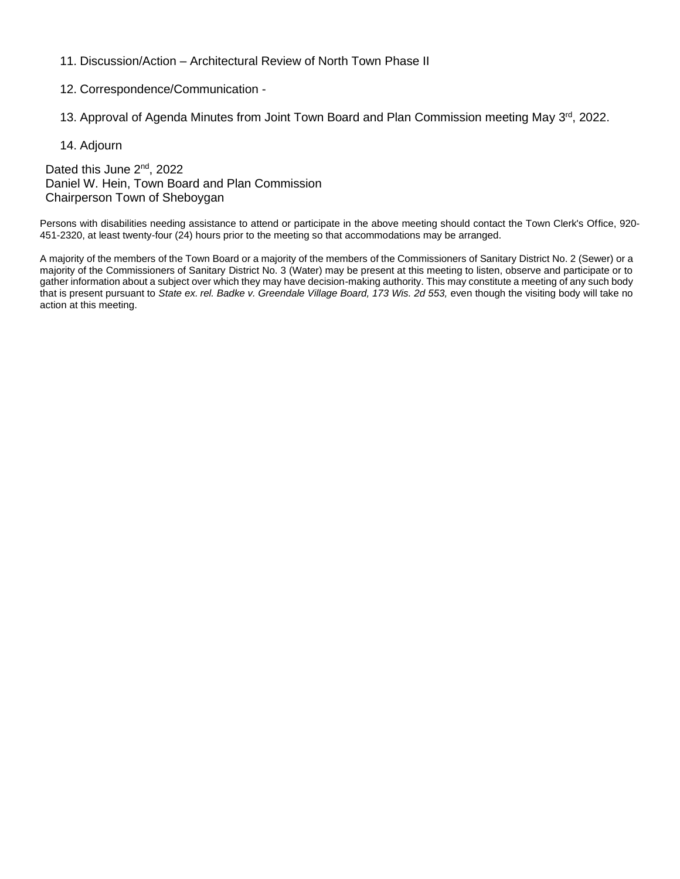11. Discussion/Action – Architectural Review of North Town Phase II

12. Correspondence/Communication -

13. Approval of Agenda Minutes from Joint Town Board and Plan Commission meeting May 3rd, 2022.

14. Adjourn

Dated this June 2nd, 2022
Daniel W. Hein, Town Board and Plan Commission
Chairperson Town of Sheboygan

Persons with disabilities needing assistance to attend or participate in the above meeting should contact the Town Clerk's Office, 920-451-2320, at least twenty-four (24) hours prior to the meeting so that accommodations may be arranged.

A majority of the members of the Town Board or a majority of the members of the Commissioners of Sanitary District No. 2 (Sewer) or a majority of the Commissioners of Sanitary District No. 3 (Water) may be present at this meeting to listen, observe and participate or to gather information about a subject over which they may have decision-making authority. This may constitute a meeting of any such body that is present pursuant to *State ex. rel. Badke v. Greendale Village Board, 173 Wis. 2d 553,* even though the visiting body will take no action at this meeting.